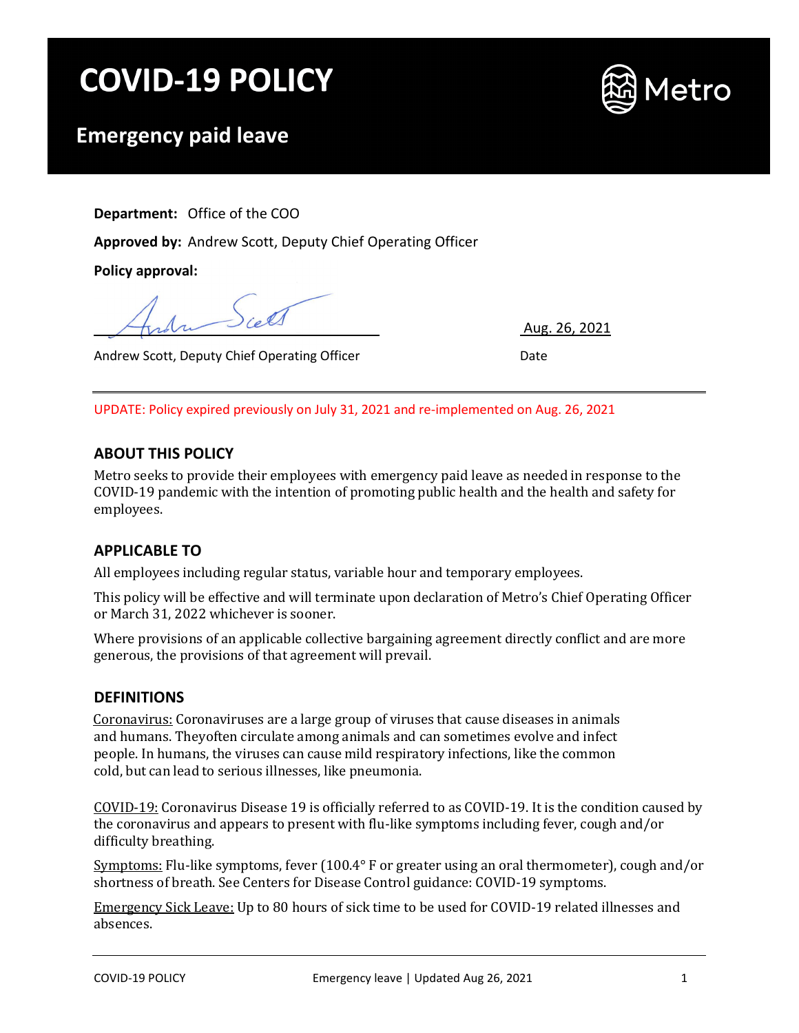# COVID-19 POLICY

## Emergency paid leave

Metro

**Department:** Office of the COO

**Approved by:** Andrew Scott, Deputy Chief Operating Officer

**Policy approval:**

Andrew Scott, Deputy Chief Operating Officer — Date: Aug. 26, 2021

UPDATE: Policy expired previously on July 31, 2021 and re-implemented on Aug. 26, 2021

## ABOUT THIS POLICY

Metro seeks to provide their employees with emergency paid leave as needed in response to the COVID-19 pandemic with the intention of promoting public health and the health and safety for employees.

## APPLICABLE TO

All employees including regular status, variable hour and temporary employees.

This policy will be effective and will terminate upon declaration of Metro's Chief Operating Officer or March 31, 2022 whichever is sooner.

Where provisions of an applicable collective bargaining agreement directly conflict and are more generous, the provisions of that agreement will prevail.

## DEFINITIONS

Coronavirus: Coronaviruses are a large group of viruses that cause diseases in animals and humans. Theyoften circulate among animals and can sometimes evolve and infect people. In humans, the viruses can cause mild respiratory infections, like the common cold, but can lead to serious illnesses, like pneumonia.

COVID-19: Coronavirus Disease 19 is officially referred to as COVID-19. It is the condition caused by the coronavirus and appears to present with flu-like symptoms including fever, cough and/or difficulty breathing.

Symptoms: Flu-like symptoms, fever (100.4° F or greater using an oral thermometer), cough and/or shortness of breath. See Centers for Disease Control guidance: COVID-19 symptoms.

Emergency Sick Leave: Up to 80 hours of sick time to be used for COVID-19 related illnesses and absences.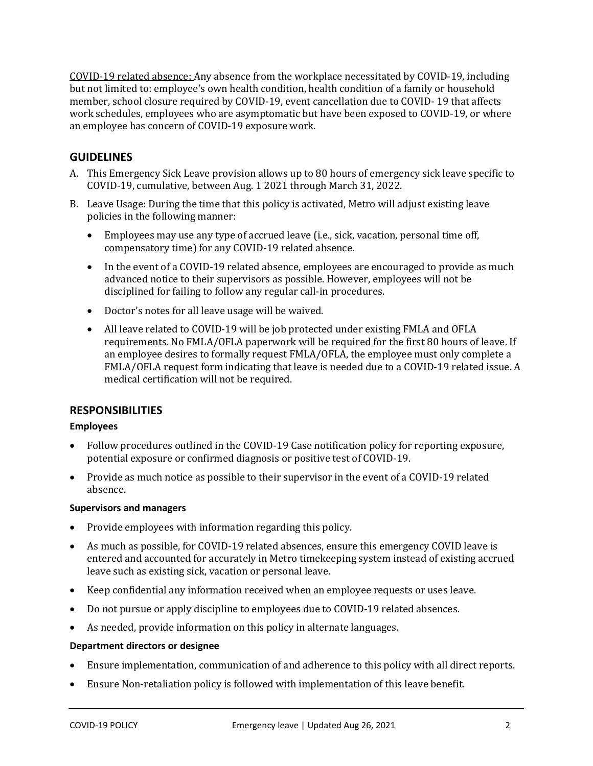<u>COVID-19 related absence:</u> Any absence from the workplace necessitated by COVID-19, including but not limited to: employee's own health condition, health condition of a family or household member, school closure required by COVID-19, event cancellation due to COVID- 19 that affects work schedules, employees who are asymptomatic but have been exposed to COVID-19, or where an employee has concern of COVID-19 exposure work.

## GUIDELINES

A. This Emergency Sick Leave provision allows up to 80 hours of emergency sick leave specific to COVID-19, cumulative, between Aug. 1 2021 through March 31, 2022.

B. Leave Usage: During the time that this policy is activated, Metro will adjust existing leave policies in the following manner:

   - Employees may use any type of accrued leave (i.e., sick, vacation, personal time off, compensatory time) for any COVID-19 related absence.
   - In the event of a COVID-19 related absence, employees are encouraged to provide as much advanced notice to their supervisors as possible. However, employees will not be disciplined for failing to follow any regular call-in procedures.
   - Doctor's notes for all leave usage will be waived.
   - All leave related to COVID-19 will be job protected under existing FMLA and OFLA requirements. No FMLA/OFLA paperwork will be required for the first 80 hours of leave. If an employee desires to formally request FMLA/OFLA, the employee must only complete a FMLA/OFLA request form indicating that leave is needed due to a COVID-19 related issue. A medical certification will not be required.

## RESPONSIBILITIES

### Employees

- Follow procedures outlined in the COVID-19 Case notification policy for reporting exposure, potential exposure or confirmed diagnosis or positive test of COVID-19.
- Provide as much notice as possible to their supervisor in the event of a COVID-19 related absence.

### Supervisors and managers

- Provide employees with information regarding this policy.
- As much as possible, for COVID-19 related absences, ensure this emergency COVID leave is entered and accounted for accurately in Metro timekeeping system instead of existing accrued leave such as existing sick, vacation or personal leave.
- Keep confidential any information received when an employee requests or uses leave.
- Do not pursue or apply discipline to employees due to COVID-19 related absences.
- As needed, provide information on this policy in alternate languages.

### Department directors or designee

- Ensure implementation, communication of and adherence to this policy with all direct reports.
- Ensure Non-retaliation policy is followed with implementation of this leave benefit.